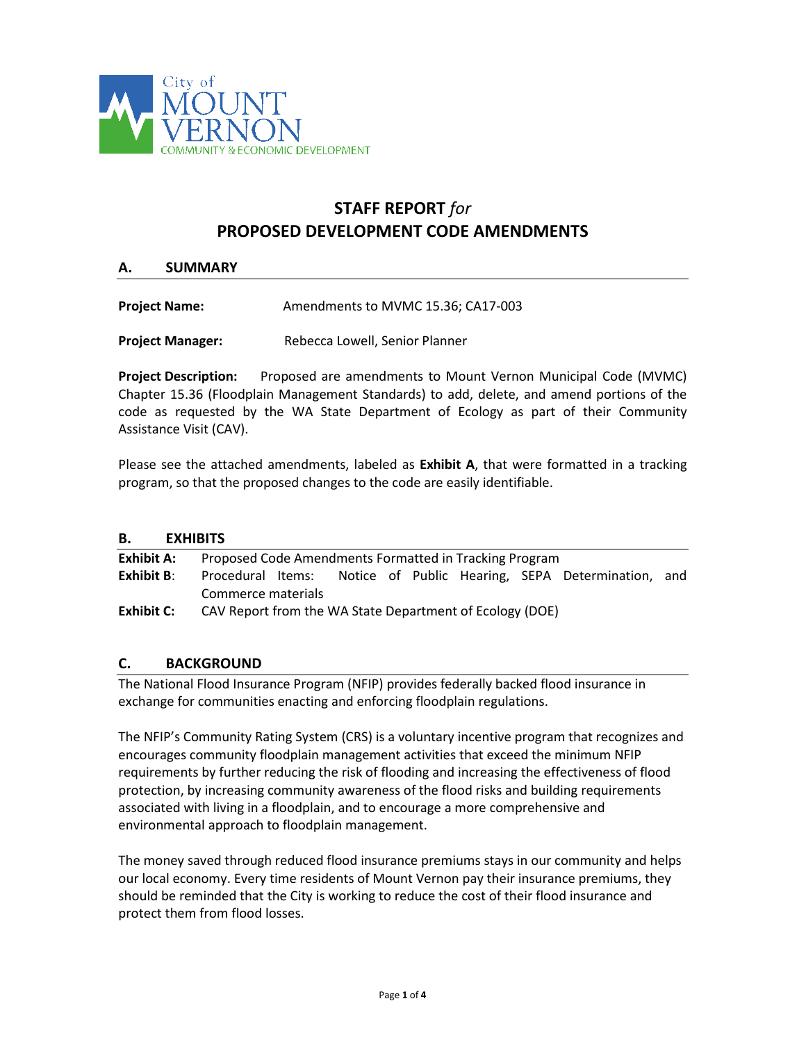City of MOUNT VERNON COMMUNITY & ECONOMIC DEVELOPMENT

# STAFF REPORT *for* PROPOSED DEVELOPMENT CODE AMENDMENTS

## A. SUMMARY

**Project Name:** Amendments to MVMC 15.36; CA17-003

**Project Manager:** Rebecca Lowell, Senior Planner

**Project Description:** Proposed are amendments to Mount Vernon Municipal Code (MVMC) Chapter 15.36 (Floodplain Management Standards) to add, delete, and amend portions of the code as requested by the WA State Department of Ecology as part of their Community Assistance Visit (CAV).

Please see the attached amendments, labeled as **Exhibit A**, that were formatted in a tracking program, so that the proposed changes to the code are easily identifiable.

## B. EXHIBITS

**Exhibit A:** Proposed Code Amendments Formatted in Tracking Program

**Exhibit B**: Procedural Items: Notice of Public Hearing, SEPA Determination, and Commerce materials

**Exhibit C:** CAV Report from the WA State Department of Ecology (DOE)

## C. BACKGROUND

The National Flood Insurance Program (NFIP) provides federally backed flood insurance in exchange for communities enacting and enforcing floodplain regulations.

The NFIP's Community Rating System (CRS) is a voluntary incentive program that recognizes and encourages community floodplain management activities that exceed the minimum NFIP requirements by further reducing the risk of flooding and increasing the effectiveness of flood protection, by increasing community awareness of the flood risks and building requirements associated with living in a floodplain, and to encourage a more comprehensive and environmental approach to floodplain management.

The money saved through reduced flood insurance premiums stays in our community and helps our local economy. Every time residents of Mount Vernon pay their insurance premiums, they should be reminded that the City is working to reduce the cost of their flood insurance and protect them from flood losses.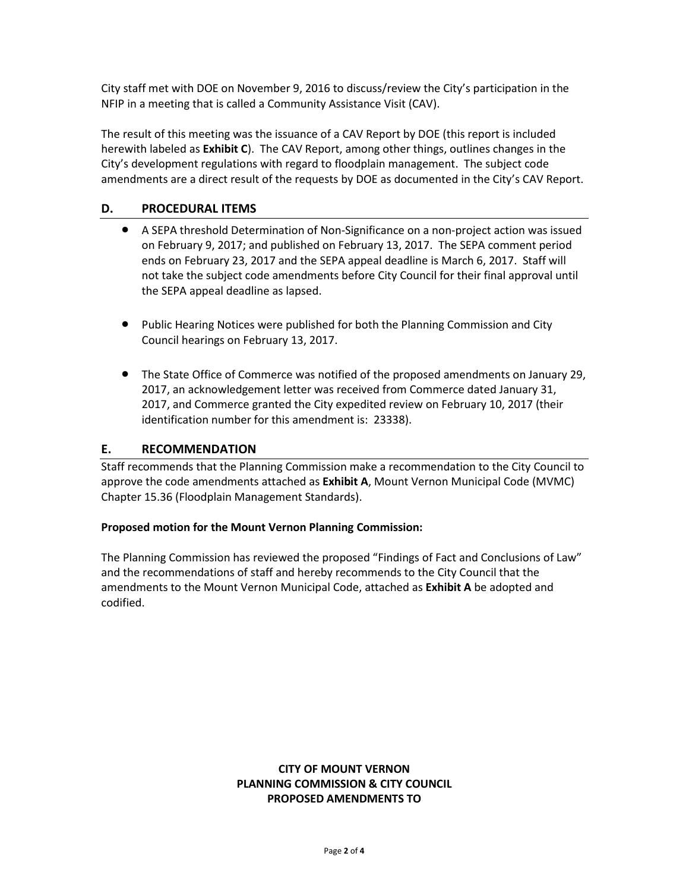City staff met with DOE on November 9, 2016 to discuss/review the City's participation in the NFIP in a meeting that is called a Community Assistance Visit (CAV).

The result of this meeting was the issuance of a CAV Report by DOE (this report is included herewith labeled as **Exhibit C**). The CAV Report, among other things, outlines changes in the City's development regulations with regard to floodplain management. The subject code amendments are a direct result of the requests by DOE as documented in the City's CAV Report.

## D. PROCEDURAL ITEMS

- A SEPA threshold Determination of Non-Significance on a non-project action was issued on February 9, 2017; and published on February 13, 2017. The SEPA comment period ends on February 23, 2017 and the SEPA appeal deadline is March 6, 2017. Staff will not take the subject code amendments before City Council for their final approval until the SEPA appeal deadline as lapsed.

- Public Hearing Notices were published for both the Planning Commission and City Council hearings on February 13, 2017.

- The State Office of Commerce was notified of the proposed amendments on January 29, 2017, an acknowledgement letter was received from Commerce dated January 31, 2017, and Commerce granted the City expedited review on February 10, 2017 (their identification number for this amendment is: 23338).

## E. RECOMMENDATION

Staff recommends that the Planning Commission make a recommendation to the City Council to approve the code amendments attached as **Exhibit A**, Mount Vernon Municipal Code (MVMC) Chapter 15.36 (Floodplain Management Standards).

**Proposed motion for the Mount Vernon Planning Commission:**

The Planning Commission has reviewed the proposed "Findings of Fact and Conclusions of Law" and the recommendations of staff and hereby recommends to the City Council that the amendments to the Mount Vernon Municipal Code, attached as **Exhibit A** be adopted and codified.

**CITY OF MOUNT VERNON**
**PLANNING COMMISSION & CITY COUNCIL**
**PROPOSED AMENDMENTS TO**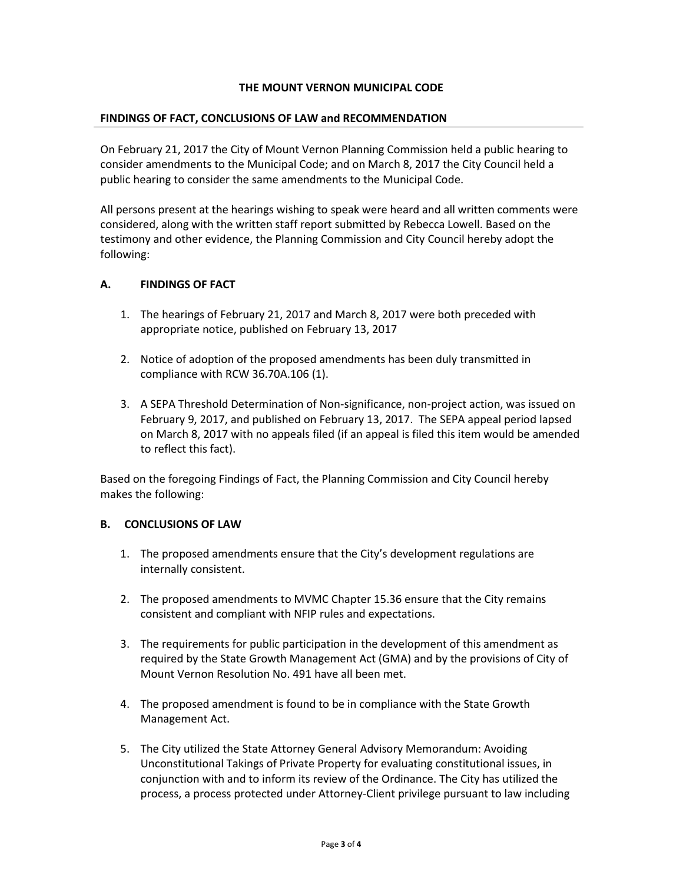**THE MOUNT VERNON MUNICIPAL CODE**

## FINDINGS OF FACT, CONCLUSIONS OF LAW and RECOMMENDATION

On February 21, 2017 the City of Mount Vernon Planning Commission held a public hearing to consider amendments to the Municipal Code; and on March 8, 2017 the City Council held a public hearing to consider the same amendments to the Municipal Code.

All persons present at the hearings wishing to speak were heard and all written comments were considered, along with the written staff report submitted by Rebecca Lowell. Based on the testimony and other evidence, the Planning Commission and City Council hereby adopt the following:

### A. FINDINGS OF FACT

1. The hearings of February 21, 2017 and March 8, 2017 were both preceded with appropriate notice, published on February 13, 2017
2. Notice of adoption of the proposed amendments has been duly transmitted in compliance with RCW 36.70A.106 (1).
3. A SEPA Threshold Determination of Non-significance, non-project action, was issued on February 9, 2017, and published on February 13, 2017. The SEPA appeal period lapsed on March 8, 2017 with no appeals filed (if an appeal is filed this item would be amended to reflect this fact).

Based on the foregoing Findings of Fact, the Planning Commission and City Council hereby makes the following:

### B. CONCLUSIONS OF LAW

1. The proposed amendments ensure that the City's development regulations are internally consistent.
2. The proposed amendments to MVMC Chapter 15.36 ensure that the City remains consistent and compliant with NFIP rules and expectations.
3. The requirements for public participation in the development of this amendment as required by the State Growth Management Act (GMA) and by the provisions of City of Mount Vernon Resolution No. 491 have all been met.
4. The proposed amendment is found to be in compliance with the State Growth Management Act.
5. The City utilized the State Attorney General Advisory Memorandum: Avoiding Unconstitutional Takings of Private Property for evaluating constitutional issues, in conjunction with and to inform its review of the Ordinance. The City has utilized the process, a process protected under Attorney-Client privilege pursuant to law including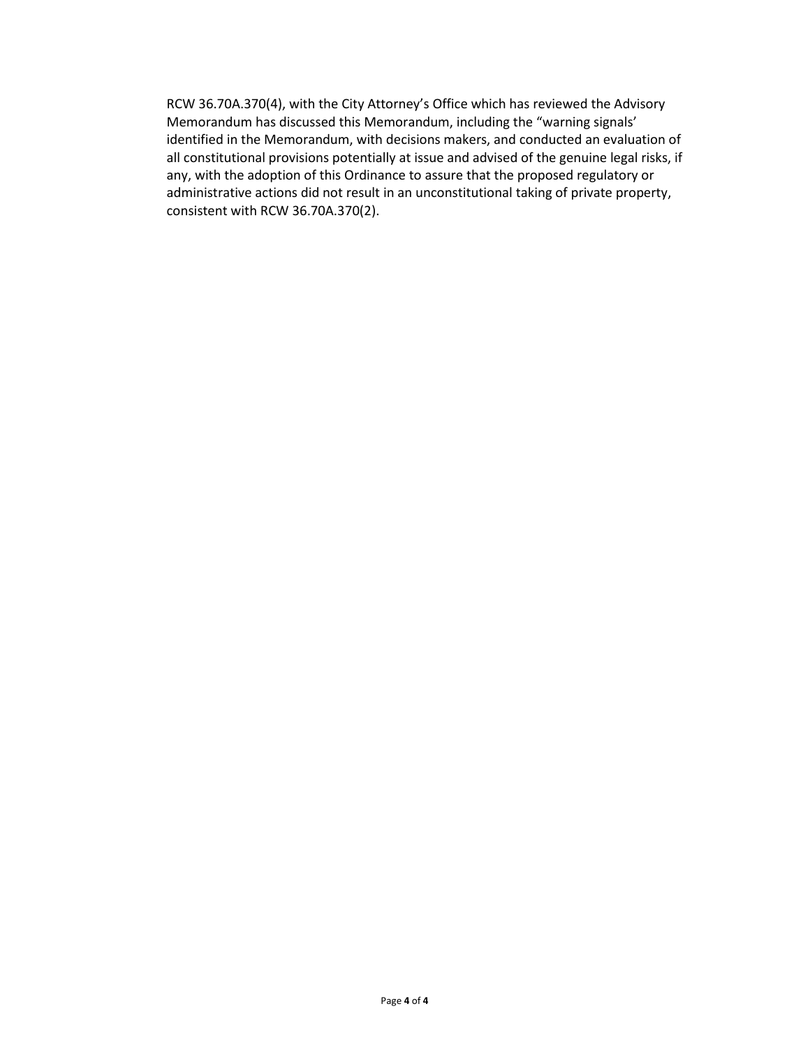RCW 36.70A.370(4), with the City Attorney's Office which has reviewed the Advisory Memorandum has discussed this Memorandum, including the "warning signals' identified in the Memorandum, with decisions makers, and conducted an evaluation of all constitutional provisions potentially at issue and advised of the genuine legal risks, if any, with the adoption of this Ordinance to assure that the proposed regulatory or administrative actions did not result in an unconstitutional taking of private property, consistent with RCW 36.70A.370(2).